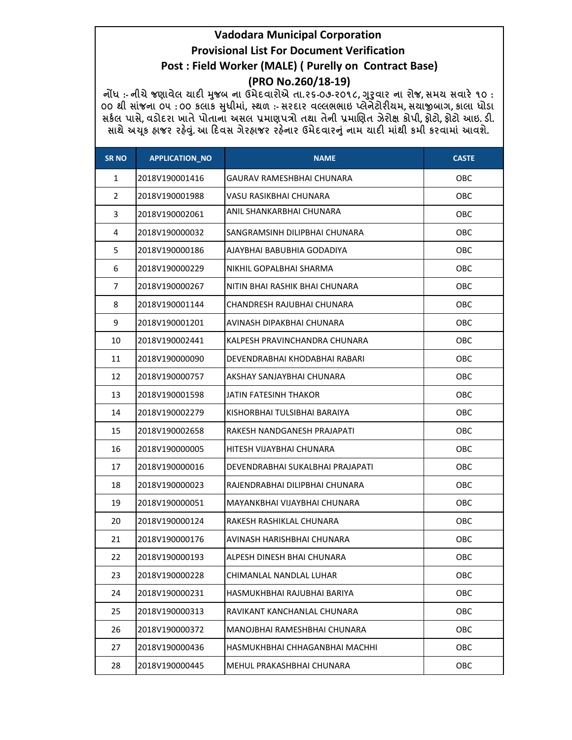# Vadodara Municipal Corporation

## Provisional List For Document Verification

## Post : Field Worker (MALE) ( Purelly on Contract Base)

## (PRO No.260/18-19)

**નોંધ :- નીચે જણાવેલ યાદી મુજબ ના ઉમેદવારોએ તા.૨૬-૦૭-૨૦૧૮, ગુરૂવાર ના રોજ, સમય સવારે ૧૦ : ૦૦ થી સાંજના ૦૫ : ૦૦ કલાક સુધીમાં, સ્થળ :- સરદાર વલ્લભભાઇ પ્લેનેટોરીયમ, સયાજીબાગ, કાલા ઘોડા સર્કલ પાસે, વડોદરા ખાતે પોતાના અસલ પ્રમાણપત્રો તથા તેની પ્રમાણિત ઝેરોક્ષ કોપી, ફોટો, ફોટો આઇ. ડી. સાથે અચૂક હાજર રહેવું. આ દિવસ ગેરહાજર રહેનાર ઉમેદવારનું નામ યાદી માંથી કમી કરવામાં આવશે.**

| SR NO | APPLICATION_NO | NAME | CASTE |
|---|---|---|---|
| 1 | 2018V190001416 | GAURAV RAMESHBHAI CHUNARA | OBC |
| 2 | 2018V190001988 | VASU RASIKBHAI CHUNARA | OBC |
| 3 | 2018V190002061 | ANIL SHANKARBHAI CHUNARA | OBC |
| 4 | 2018V190000032 | SANGRAMSINH DILIPBHAI CHUNARA | OBC |
| 5 | 2018V190000186 | AJAYBHAI BABUBHIA GODADIYA | OBC |
| 6 | 2018V190000229 | NIKHIL GOPALBHAI SHARMA | OBC |
| 7 | 2018V190000267 | NITIN BHAI RASHIK BHAI CHUNARA | OBC |
| 8 | 2018V190001144 | CHANDRESH RAJUBHAI CHUNARA | OBC |
| 9 | 2018V190001201 | AVINASH DIPAKBHAI CHUNARA | OBC |
| 10 | 2018V190002441 | KALPESH PRAVINCHANDRA CHUNARA | OBC |
| 11 | 2018V190000090 | DEVENDRABHAI KHODABHAI RABARI | OBC |
| 12 | 2018V190000757 | AKSHAY SANJAYBHAI CHUNARA | OBC |
| 13 | 2018V190001598 | JATIN FATESINH THAKOR | OBC |
| 14 | 2018V190002279 | KISHORBHAI TULSIBHAI BARAIYA | OBC |
| 15 | 2018V190002658 | RAKESH NANDGANESH PRAJAPATI | OBC |
| 16 | 2018V190000005 | HITESH VIJAYBHAI CHUNARA | OBC |
| 17 | 2018V190000016 | DEVENDRABHAI SUKALBHAI PRAJAPATI | OBC |
| 18 | 2018V190000023 | RAJENDRABHAI DILIPBHAI CHUNARA | OBC |
| 19 | 2018V190000051 | MAYANKBHAI VIJAYBHAI CHUNARA | OBC |
| 20 | 2018V190000124 | RAKESH RASHIKLAL CHUNARA | OBC |
| 21 | 2018V190000176 | AVINASH HARISHBHAI CHUNARA | OBC |
| 22 | 2018V190000193 | ALPESH DINESH BHAI CHUNARA | OBC |
| 23 | 2018V190000228 | CHIMANLAL NANDLAL LUHAR | OBC |
| 24 | 2018V190000231 | HASMUKHBHAI RAJUBHAI BARIYA | OBC |
| 25 | 2018V190000313 | RAVIKANT KANCHANLAL CHUNARA | OBC |
| 26 | 2018V190000372 | MANOJBHAI RAMESHBHAI CHUNARA | OBC |
| 27 | 2018V190000436 | HASMUKHBHAI CHHAGANBHAI MACHHI | OBC |
| 28 | 2018V190000445 | MEHUL PRAKASHBHAI CHUNARA | OBC |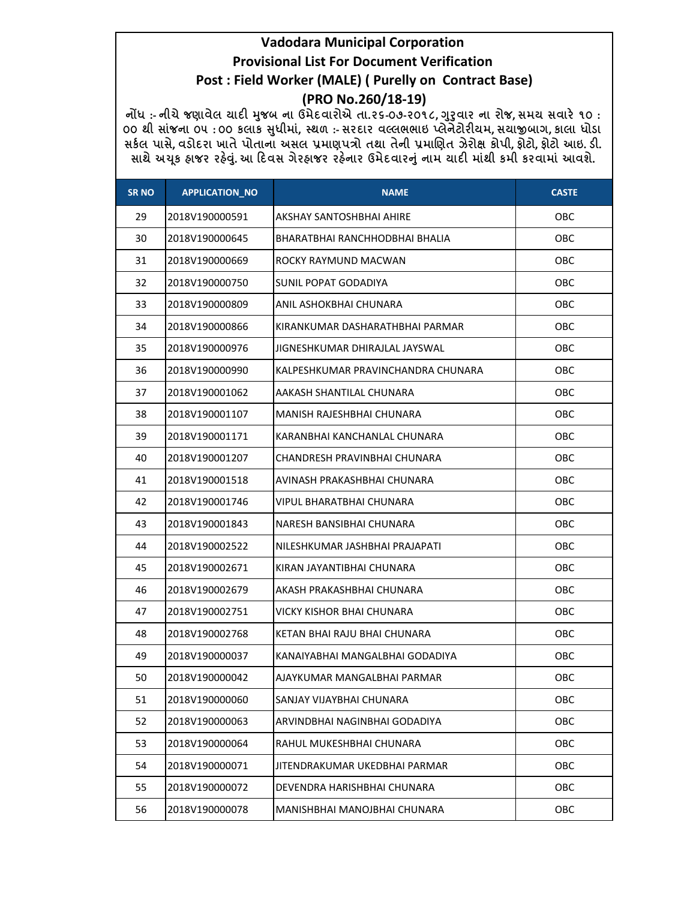# Vadodara Municipal Corporation

## Provisional List For Document Verification

## Post : Field Worker (MALE) ( Purelly on Contract Base)

## (PRO No.260/18-19)

નોંધ :- નીચે જણાવેલ યાદી મુજબ ના ઉમેદવારોએ તા.૨૬-૦૭-૨૦૧૮, ગુરૂવાર ના રોજ, સમય સવારે ૧૦ : ૦૦ થી સાંજના ૦૫ : ૦૦ કલાક સુધીમાં, સ્થળ :- સરદાર વલ્લભભાઇ પ્લેનેટોરીયમ, સયાજીબાગ, કાલા ઘોડા સર્કલ પાસે, વડોદરા ખાતે પોતાના અસલ પ્રમાણપત્રો તથા તેની પ્રમાણિત ઝેરોક્ષ કોપી, ફોટો, ફોટો આઇ. ડી. સાથે અચૂક હાજર રહેવું. આ દિવસ ગેરહાજર રહેનાર ઉમેદવારનું નામ યાદી માંથી કમી કરવામાં આવશે.

| SR NO | APPLICATION_NO | NAME | CASTE |
|---|---|---|---|
| 29 | 2018V190000591 | AKSHAY SANTOSHBHAI AHIRE | OBC |
| 30 | 2018V190000645 | BHARATBHAI RANCHHODBHAI BHALIA | OBC |
| 31 | 2018V190000669 | ROCKY RAYMUND MACWAN | OBC |
| 32 | 2018V190000750 | SUNIL POPAT GODADIYA | OBC |
| 33 | 2018V190000809 | ANIL ASHOKBHAI CHUNARA | OBC |
| 34 | 2018V190000866 | KIRANKUMAR DASHARATHBHAI PARMAR | OBC |
| 35 | 2018V190000976 | JIGNESHKUMAR DHIRAJLAL JAYSWAL | OBC |
| 36 | 2018V190000990 | KALPESHKUMAR PRAVINCHANDRA CHUNARA | OBC |
| 37 | 2018V190001062 | AAKASH SHANTILAL CHUNARA | OBC |
| 38 | 2018V190001107 | MANISH RAJESHBHAI CHUNARA | OBC |
| 39 | 2018V190001171 | KARANBHAI KANCHANLAL CHUNARA | OBC |
| 40 | 2018V190001207 | CHANDRESH PRAVINBHAI CHUNARA | OBC |
| 41 | 2018V190001518 | AVINASH PRAKASHBHAI CHUNARA | OBC |
| 42 | 2018V190001746 | VIPUL BHARATBHAI CHUNARA | OBC |
| 43 | 2018V190001843 | NARESH BANSIBHAI CHUNARA | OBC |
| 44 | 2018V190002522 | NILESHKUMAR JASHBHAI PRAJAPATI | OBC |
| 45 | 2018V190002671 | KIRAN JAYANTIBHAI CHUNARA | OBC |
| 46 | 2018V190002679 | AKASH PRAKASHBHAI CHUNARA | OBC |
| 47 | 2018V190002751 | VICKY KISHOR BHAI CHUNARA | OBC |
| 48 | 2018V190002768 | KETAN BHAI RAJU BHAI CHUNARA | OBC |
| 49 | 2018V190000037 | KANAIYABHAI MANGALBHAI GODADIYA | OBC |
| 50 | 2018V190000042 | AJAYKUMAR MANGALBHAI PARMAR | OBC |
| 51 | 2018V190000060 | SANJAY VIJAYBHAI CHUNARA | OBC |
| 52 | 2018V190000063 | ARVINDBHAI NAGINBHAI GODADIYA | OBC |
| 53 | 2018V190000064 | RAHUL MUKESHBHAI CHUNARA | OBC |
| 54 | 2018V190000071 | JITENDRAKUMAR UKEDBHAI PARMAR | OBC |
| 55 | 2018V190000072 | DEVENDRA HARISHBHAI CHUNARA | OBC |
| 56 | 2018V190000078 | MANISHBHAI MANOJBHAI CHUNARA | OBC |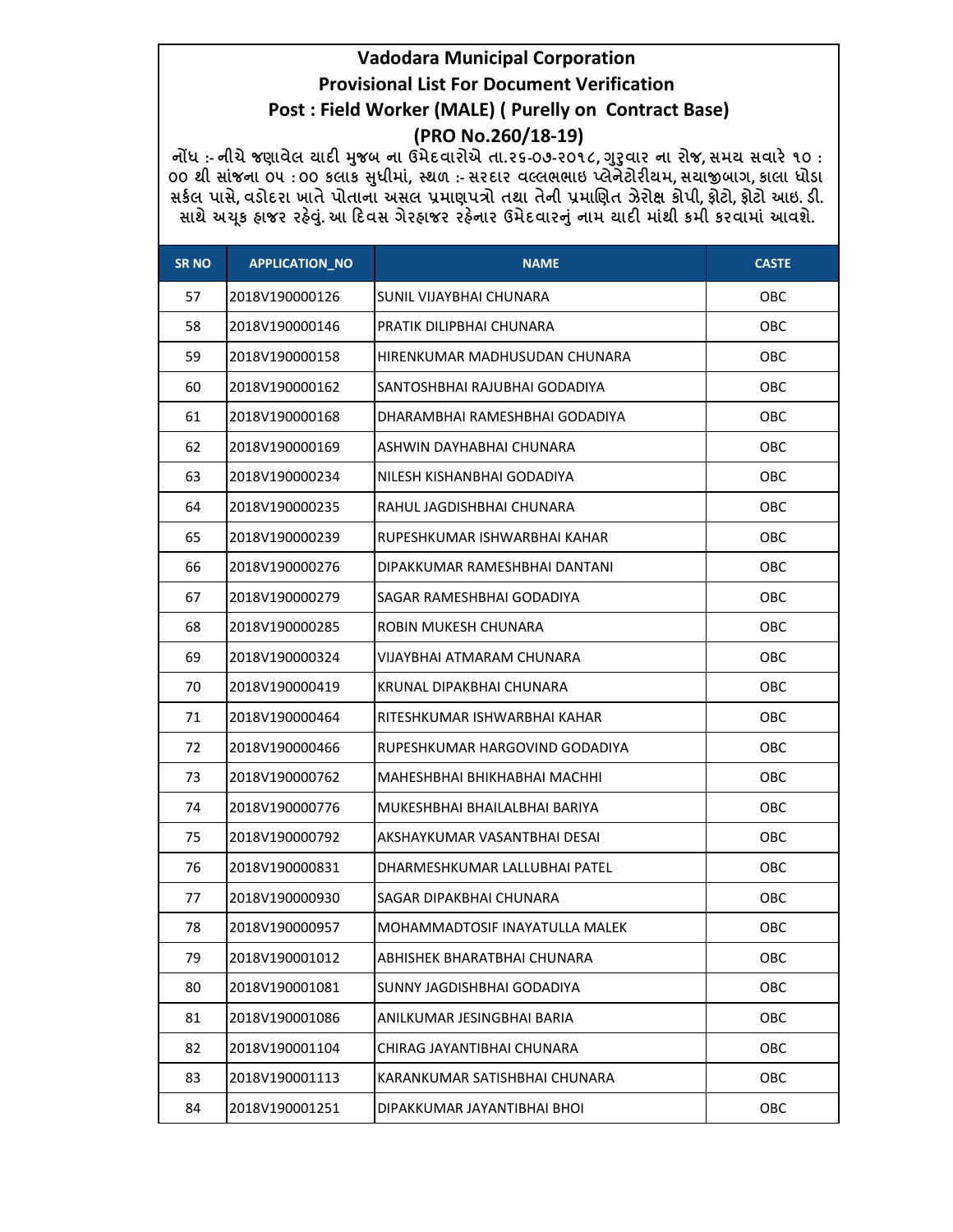# Vadodara Municipal Corporation

## Provisional List For Document Verification

## Post : Field Worker (MALE) ( Purelly on Contract Base)

## (PRO No.260/18-19)

નોંધ :- નીચે જણાવેલ યાદી મુજબ ના ઉમેદવારોએ તા.૨૬-૦૭-૨૦૧૮, ગુરૂવાર ના રોજ, સમય સવારે ૧૦ : ૦૦ થી સાંજના ૦૫ : ૦૦ કલાક સુધીમાં, સ્થળ :- સરદાર વલ્લભભાઇ પ્લેનેટોરીયમ, સયાજીબાગ, કાલા ઘોડા સર્કલ પાસે, વડોદરા ખાતે પોતાના અસલ પ્રમાણપત્રો તથા તેની પ્રમાણિત ઝેરોક્ષ કોપી, ફોટો, ફોટો આઇ. ડી. સાથે અચૂક હાજર રહેવું. આ દિવસ ગેરહાજર રહેનાર ઉમેદવારનું નામ યાદી માંથી કમી કરવામાં આવશે.

| SR NO | APPLICATION_NO | NAME | CASTE |
|---|---|---|---|
| 57 | 2018V190000126 | SUNIL VIJAYBHAI CHUNARA | OBC |
| 58 | 2018V190000146 | PRATIK DILIPBHAI CHUNARA | OBC |
| 59 | 2018V190000158 | HIRENKUMAR MADHUSUDAN CHUNARA | OBC |
| 60 | 2018V190000162 | SANTOSHBHAI RAJUBHAI GODADIYA | OBC |
| 61 | 2018V190000168 | DHARAMBHAI RAMESHBHAI GODADIYA | OBC |
| 62 | 2018V190000169 | ASHWIN DAYHABHAI CHUNARA | OBC |
| 63 | 2018V190000234 | NILESH KISHANBHAI GODADIYA | OBC |
| 64 | 2018V190000235 | RAHUL JAGDISHBHAI CHUNARA | OBC |
| 65 | 2018V190000239 | RUPESHKUMAR ISHWARBHAI KAHAR | OBC |
| 66 | 2018V190000276 | DIPAKKUMAR RAMESHBHAI DANTANI | OBC |
| 67 | 2018V190000279 | SAGAR RAMESHBHAI GODADIYA | OBC |
| 68 | 2018V190000285 | ROBIN MUKESH CHUNARA | OBC |
| 69 | 2018V190000324 | VIJAYBHAI ATMARAM CHUNARA | OBC |
| 70 | 2018V190000419 | KRUNAL DIPAKBHAI CHUNARA | OBC |
| 71 | 2018V190000464 | RITESHKUMAR ISHWARBHAI KAHAR | OBC |
| 72 | 2018V190000466 | RUPESHKUMAR HARGOVIND GODADIYA | OBC |
| 73 | 2018V190000762 | MAHESHBHAI BHIKHABHAI MACHHI | OBC |
| 74 | 2018V190000776 | MUKESHBHAI BHAILALBHAI BARIYA | OBC |
| 75 | 2018V190000792 | AKSHAYKUMAR VASANTBHAI DESAI | OBC |
| 76 | 2018V190000831 | DHARMESHKUMAR LALLUBHAI PATEL | OBC |
| 77 | 2018V190000930 | SAGAR DIPAKBHAI CHUNARA | OBC |
| 78 | 2018V190000957 | MOHAMMADTOSIF INAYATULLA MALEK | OBC |
| 79 | 2018V190001012 | ABHISHEK BHARATBHAI CHUNARA | OBC |
| 80 | 2018V190001081 | SUNNY JAGDISHBHAI GODADIYA | OBC |
| 81 | 2018V190001086 | ANILKUMAR JESINGBHAI BARIA | OBC |
| 82 | 2018V190001104 | CHIRAG JAYANTIBHAI CHUNARA | OBC |
| 83 | 2018V190001113 | KARANKUMAR SATISHBHAI CHUNARA | OBC |
| 84 | 2018V190001251 | DIPAKKUMAR JAYANTIBHAI BHOI | OBC |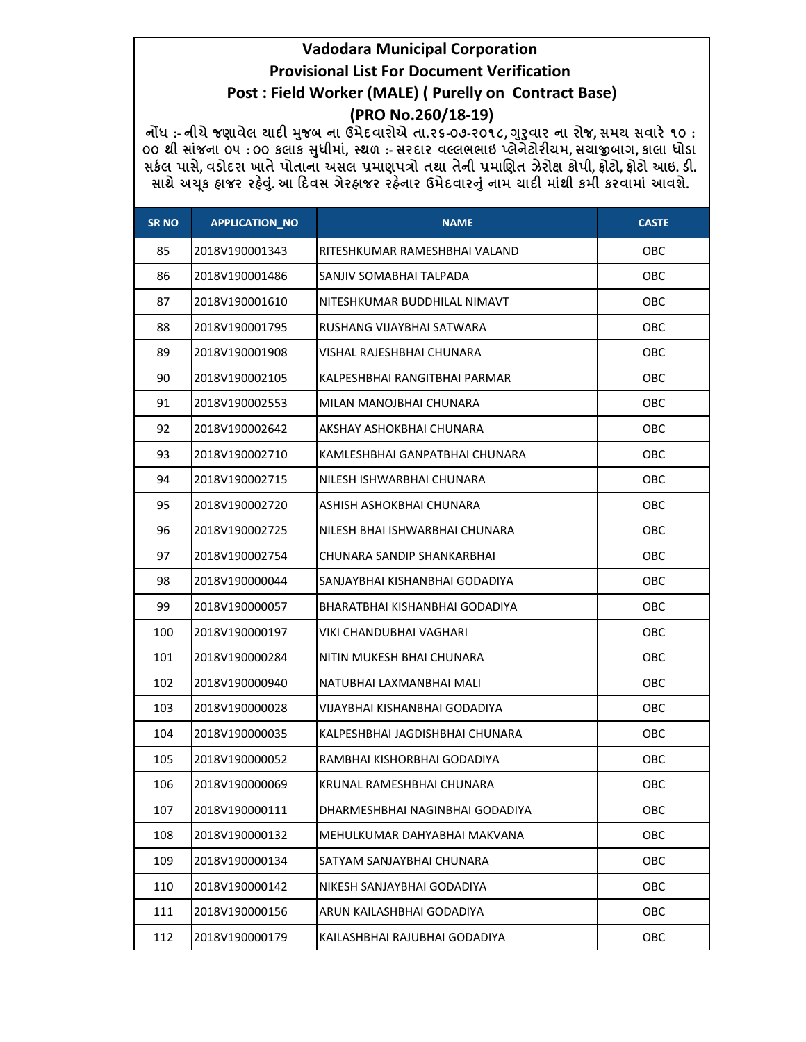# Vadodara Municipal Corporation
## Provisional List For Document Verification
## Post : Field Worker (MALE) ( Purelly on Contract Base)
## (PRO No.260/18-19)

**નોંધ :- નીચે જણાવેલ યાદી મુજબ ના ઉમેદવારોએ તા.૨૬-૦૭-૨૦૧૮, ગુરૂવાર ના રોજ, સમય સવારે ૧૦ : ૦૦ થી સાંજના ૦૫ : ૦૦ કલાક સુધીમાં, સ્થળ :- સરદાર વલ્લભભાઇ પ્લેનેટોરીયમ, સયાજીબાગ, કાલા ઘોડા સર્કલ પાસે, વડોદરા ખાતે પોતાના અસલ પ્રમાણપત્રો તથા તેની પ્રમાણિત ઝેરોક્ષ કોપી, ફોટો, ફોટો આઇ. ડી. સાથે અચૂક હાજર રહેવું. આ દિવસ ગેરહાજર રહેનાર ઉમેદવારનું નામ યાદી માંથી કમી કરવામાં આવશે.**

| SR NO | APPLICATION_NO | NAME | CASTE |
|---|---|---|---|
| 85 | 2018V190001343 | RITESHKUMAR RAMESHBHAI VALAND | OBC |
| 86 | 2018V190001486 | SANJIV SOMABHAI TALPADA | OBC |
| 87 | 2018V190001610 | NITESHKUMAR BUDDHILAL NIMAVT | OBC |
| 88 | 2018V190001795 | RUSHANG VIJAYBHAI SATWARA | OBC |
| 89 | 2018V190001908 | VISHAL RAJESHBHAI CHUNARA | OBC |
| 90 | 2018V190002105 | KALPESHBHAI RANGITBHAI PARMAR | OBC |
| 91 | 2018V190002553 | MILAN MANOJBHAI CHUNARA | OBC |
| 92 | 2018V190002642 | AKSHAY ASHOKBHAI CHUNARA | OBC |
| 93 | 2018V190002710 | KAMLESHBHAI GANPATBHAI CHUNARA | OBC |
| 94 | 2018V190002715 | NILESH ISHWARBHAI CHUNARA | OBC |
| 95 | 2018V190002720 | ASHISH ASHOKBHAI CHUNARA | OBC |
| 96 | 2018V190002725 | NILESH BHAI ISHWARBHAI CHUNARA | OBC |
| 97 | 2018V190002754 | CHUNARA SANDIP SHANKARBHAI | OBC |
| 98 | 2018V190000044 | SANJAYBHAI KISHANBHAI GODADIYA | OBC |
| 99 | 2018V190000057 | BHARATBHAI KISHANBHAI GODADIYA | OBC |
| 100 | 2018V190000197 | VIKI CHANDUBHAI VAGHARI | OBC |
| 101 | 2018V190000284 | NITIN MUKESH BHAI CHUNARA | OBC |
| 102 | 2018V190000940 | NATUBHAI LAXMANBHAI MALI | OBC |
| 103 | 2018V190000028 | VIJAYBHAI KISHANBHAI GODADIYA | OBC |
| 104 | 2018V190000035 | KALPESHBHAI JAGDISHBHAI CHUNARA | OBC |
| 105 | 2018V190000052 | RAMBHAI KISHORBHAI GODADIYA | OBC |
| 106 | 2018V190000069 | KRUNAL RAMESHBHAI CHUNARA | OBC |
| 107 | 2018V190000111 | DHARMESHBHAI NAGINBHAI GODADIYA | OBC |
| 108 | 2018V190000132 | MEHULKUMAR DAHYABHAI MAKVANA | OBC |
| 109 | 2018V190000134 | SATYAM SANJAYBHAI CHUNARA | OBC |
| 110 | 2018V190000142 | NIKESH SANJAYBHAI GODADIYA | OBC |
| 111 | 2018V190000156 | ARUN KAILASHBHAI GODADIYA | OBC |
| 112 | 2018V190000179 | KAILASHBHAI RAJUBHAI GODADIYA | OBC |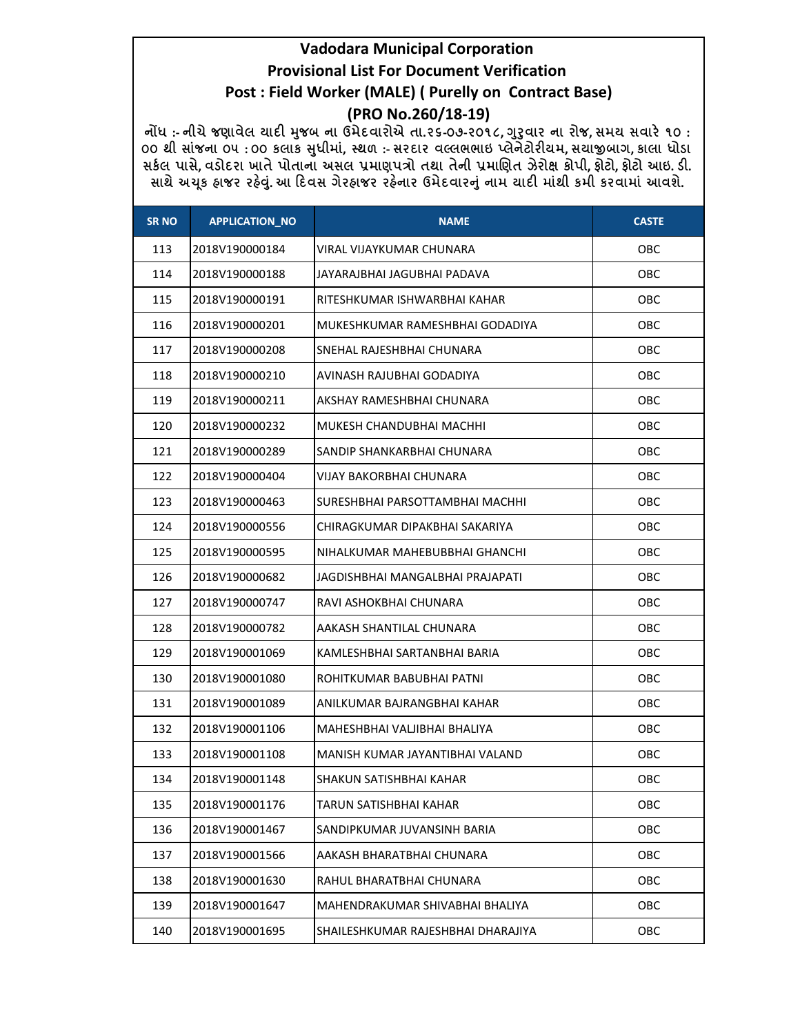# Vadodara Municipal Corporation
## Provisional List For Document Verification
## Post : Field Worker (MALE) ( Purelly on Contract Base)
## (PRO No.260/18-19)

નોંધ :- નીચે જણાવેલ યાદી મુજબ ના ઉમેદવારોએ તા.૨૬-૦૭-૨૦૧૮, ગુરૂવાર ના રોજ, સમય સવારે ૧૦ : ૦૦ થી સાંજના ૦૫ : ૦૦ કલાક સુધીમાં, સ્થળ :- સરદાર વલ્લભભાઇ પ્લેનેટોરીયમ, સયાજીબાગ, કાલા ઘોડા સર્કલ પાસે, વડોદરા ખાતે પોતાના અસલ પ્રમાણપત્રો તથા તેની પ્રમાણિત ઝેરોક્ષ કોપી, ફોટો, ફોટો આઇ. ડી. સાથે અચૂક હાજર રહેવું. આ દિવસ ગેરહાજર રહેનાર ઉમેદવારનું નામ યાદી માંથી કમી કરવામાં આવશે.

| SR NO | APPLICATION_NO | NAME | CASTE |
|---|---|---|---|
| 113 | 2018V190000184 | VIRAL VIJAYKUMAR CHUNARA | OBC |
| 114 | 2018V190000188 | JAYARAJBHAI JAGUBHAI PADAVA | OBC |
| 115 | 2018V190000191 | RITESHKUMAR ISHWARBHAI KAHAR | OBC |
| 116 | 2018V190000201 | MUKESHKUMAR RAMESHBHAI GODADIYA | OBC |
| 117 | 2018V190000208 | SNEHAL RAJESHBHAI CHUNARA | OBC |
| 118 | 2018V190000210 | AVINASH RAJUBHAI GODADIYA | OBC |
| 119 | 2018V190000211 | AKSHAY RAMESHBHAI CHUNARA | OBC |
| 120 | 2018V190000232 | MUKESH CHANDUBHAI MACHHI | OBC |
| 121 | 2018V190000289 | SANDIP SHANKARBHAI CHUNARA | OBC |
| 122 | 2018V190000404 | VIJAY BAKORBHAI CHUNARA | OBC |
| 123 | 2018V190000463 | SURESHBHAI PARSOTTAMBHAI MACHHI | OBC |
| 124 | 2018V190000556 | CHIRAGKUMAR DIPAKBHAI SAKARIYA | OBC |
| 125 | 2018V190000595 | NIHALKUMAR MAHEBUBBHAI GHANCHI | OBC |
| 126 | 2018V190000682 | JAGDISHBHAI MANGALBHAI PRAJAPATI | OBC |
| 127 | 2018V190000747 | RAVI ASHOKBHAI CHUNARA | OBC |
| 128 | 2018V190000782 | AAKASH SHANTILAL CHUNARA | OBC |
| 129 | 2018V190001069 | KAMLESHBHAI SARTANBHAI BARIA | OBC |
| 130 | 2018V190001080 | ROHITKUMAR BABUBHAI PATNI | OBC |
| 131 | 2018V190001089 | ANILKUMAR BAJRANGBHAI KAHAR | OBC |
| 132 | 2018V190001106 | MAHESHBHAI VALJIBHAI BHALIYA | OBC |
| 133 | 2018V190001108 | MANISH KUMAR JAYANTIBHAI VALAND | OBC |
| 134 | 2018V190001148 | SHAKUN SATISHBHAI KAHAR | OBC |
| 135 | 2018V190001176 | TARUN SATISHBHAI KAHAR | OBC |
| 136 | 2018V190001467 | SANDIPKUMAR JUVANSINH BARIA | OBC |
| 137 | 2018V190001566 | AAKASH BHARATBHAI CHUNARA | OBC |
| 138 | 2018V190001630 | RAHUL BHARATBHAI CHUNARA | OBC |
| 139 | 2018V190001647 | MAHENDRAKUMAR SHIVABHAI BHALIYA | OBC |
| 140 | 2018V190001695 | SHAILESHKUMAR RAJESHBHAI DHARAJIYA | OBC |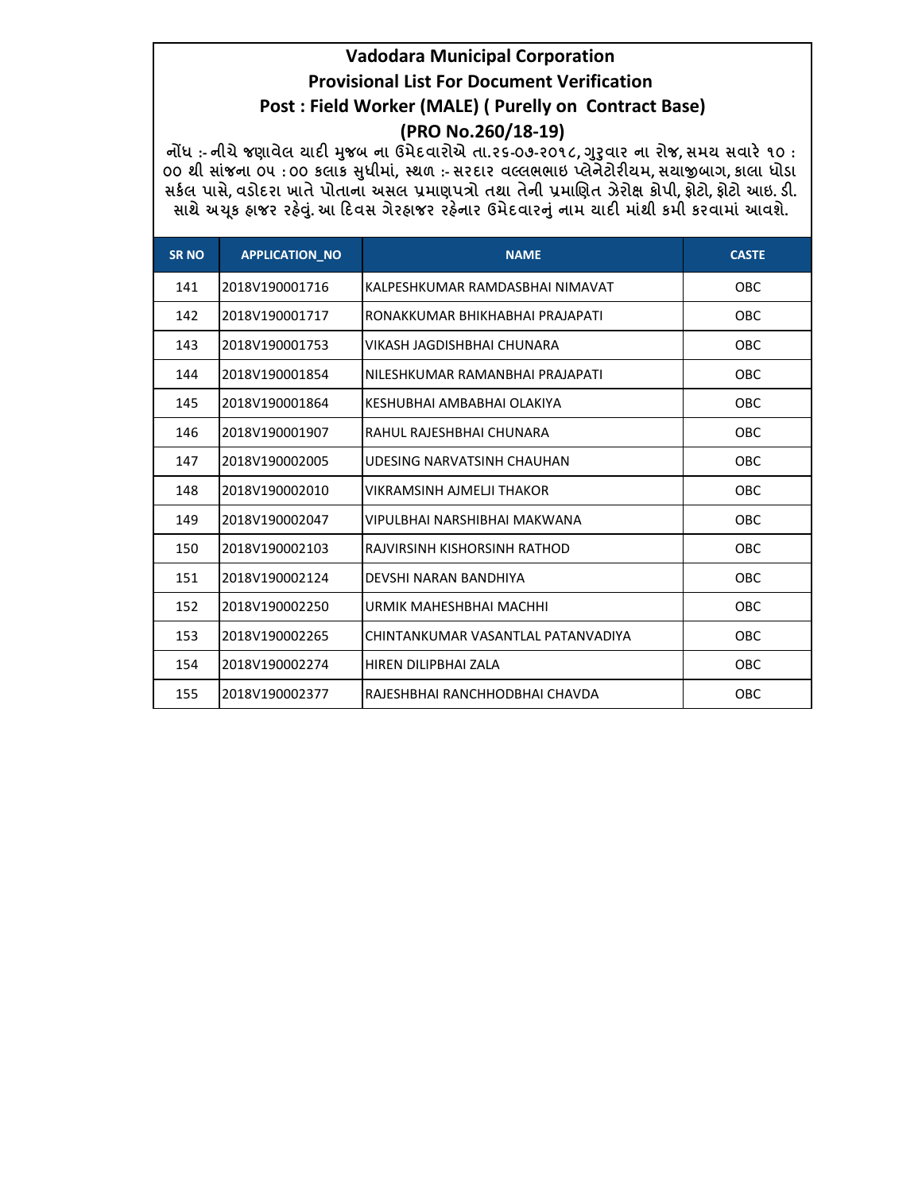# Vadodara Municipal Corporation

## Provisional List For Document Verification

## Post : Field Worker (MALE) ( Purelly on Contract Base)

## (PRO No.260/18-19)

નોંધ :- નીચે જણાવેલ યાદી મુજબ ના ઉમેદવારોએ તા.૨૬-૦૭-૨૦૧૮, ગુરૂવાર ના રોજ, સમય સવારે ૧૦ : ૦૦ થી સાંજના ૦૫ : ૦૦ કલાક સુધીમાં, સ્થળ :- સરદાર વલ્લભભાઇ પ્લેનેટોરીયમ, સયાજીબાગ, કાલા ઘોડા સર્કલ પાસે, વડોદરા ખાતે પોતાના અસલ પ્રમાણપત્રો તથા તેની પ્રમાણિત ઝેરોક્ષ કોપી, ફોટો, ફોટો આઇ. ડી. સાથે અચૂક હાજર રહેવું. આ દિવસ ગેરહાજર રહેનાર ઉમેદવારનું નામ યાદી માંથી કમી કરવામાં આવશે.

| SR NO | APPLICATION_NO | NAME | CASTE |
|---|---|---|---|
| 141 | 2018V190001716 | KALPESHKUMAR RAMDASBHAI NIMAVAT | OBC |
| 142 | 2018V190001717 | RONAKKUMAR BHIKHABHAI PRAJAPATI | OBC |
| 143 | 2018V190001753 | VIKASH JAGDISHBHAI CHUNARA | OBC |
| 144 | 2018V190001854 | NILESHKUMAR RAMANBHAI PRAJAPATI | OBC |
| 145 | 2018V190001864 | KESHUBHAI AMBABHAI OLAKIYA | OBC |
| 146 | 2018V190001907 | RAHUL RAJESHBHAI CHUNARA | OBC |
| 147 | 2018V190002005 | UDESING NARVATSINH CHAUHAN | OBC |
| 148 | 2018V190002010 | VIKRAMSINH AJMELJI THAKOR | OBC |
| 149 | 2018V190002047 | VIPULBHAI NARSHIBHAI MAKWANA | OBC |
| 150 | 2018V190002103 | RAJVIRSINH KISHORSINH RATHOD | OBC |
| 151 | 2018V190002124 | DEVSHI NARAN BANDHIYA | OBC |
| 152 | 2018V190002250 | URMIK MAHESHBHAI MACHHI | OBC |
| 153 | 2018V190002265 | CHINTANKUMAR VASANTLAL PATANVADIYA | OBC |
| 154 | 2018V190002274 | HIREN DILIPBHAI ZALA | OBC |
| 155 | 2018V190002377 | RAJESHBHAI RANCHHODBHAI CHAVDA | OBC |